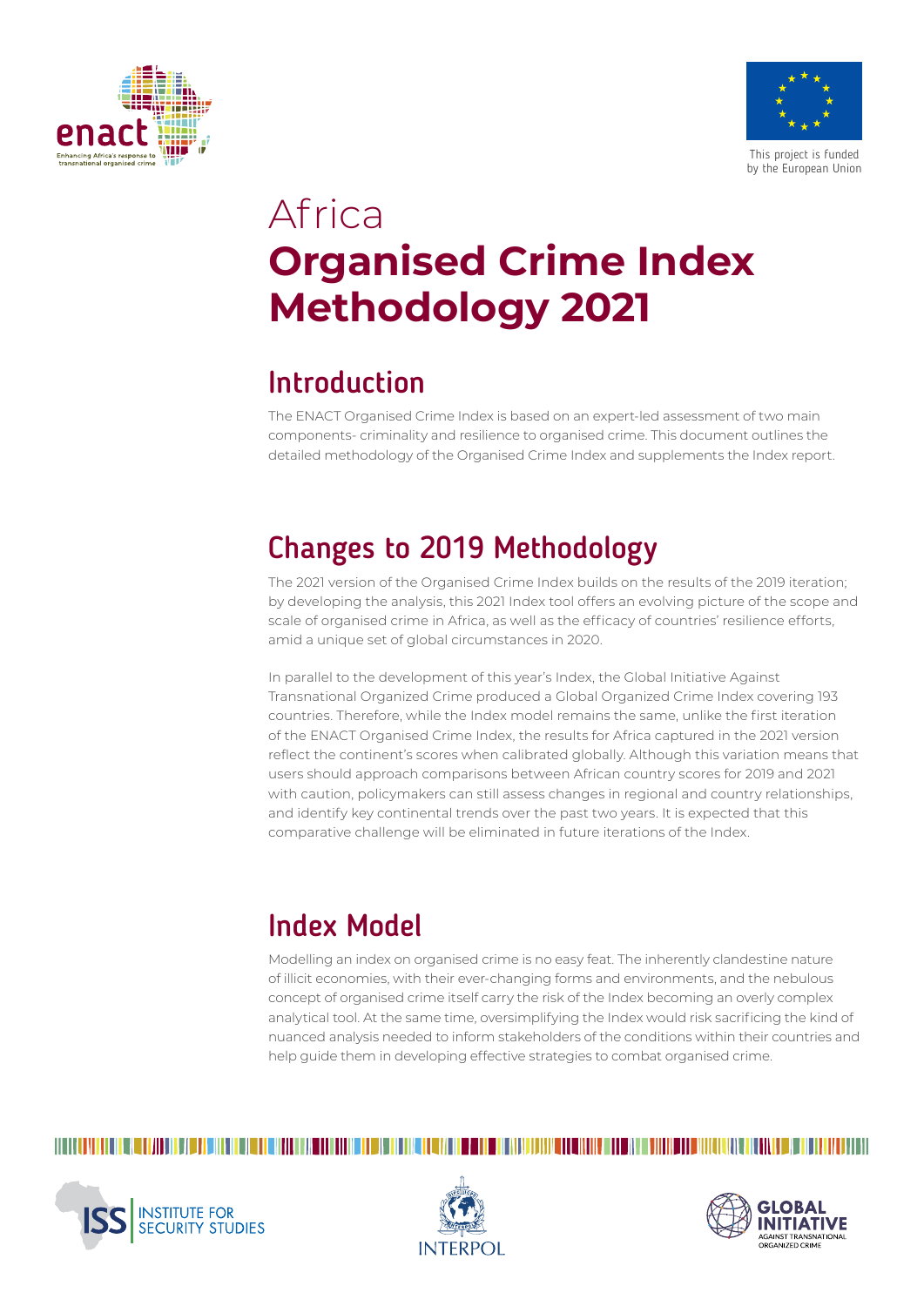# Africa
# Organised Crime Index Methodology 2021

## Introduction

The ENACT Organised Crime Index is based on an expert-led assessment of two main components- criminality and resilience to organised crime. This document outlines the detailed methodology of the Organised Crime Index and supplements the Index report.

## Changes to 2019 Methodology

The 2021 version of the Organised Crime Index builds on the results of the 2019 iteration; by developing the analysis, this 2021 Index tool offers an evolving picture of the scope and scale of organised crime in Africa, as well as the efficacy of countries' resilience efforts, amid a unique set of global circumstances in 2020.

In parallel to the development of this year's Index, the Global Initiative Against Transnational Organized Crime produced a Global Organized Crime Index covering 193 countries. Therefore, while the Index model remains the same, unlike the first iteration of the ENACT Organised Crime Index, the results for Africa captured in the 2021 version reflect the continent's scores when calibrated globally. Although this variation means that users should approach comparisons between African country scores for 2019 and 2021 with caution, policymakers can still assess changes in regional and country relationships, and identify key continental trends over the past two years. It is expected that this comparative challenge will be eliminated in future iterations of the Index.

## Index Model

Modelling an index on organised crime is no easy feat. The inherently clandestine nature of illicit economies, with their ever-changing forms and environments, and the nebulous concept of organised crime itself carry the risk of the Index becoming an overly complex analytical tool. At the same time, oversimplifying the Index would risk sacrificing the kind of nuanced analysis needed to inform stakeholders of the conditions within their countries and help guide them in developing effective strategies to combat organised crime.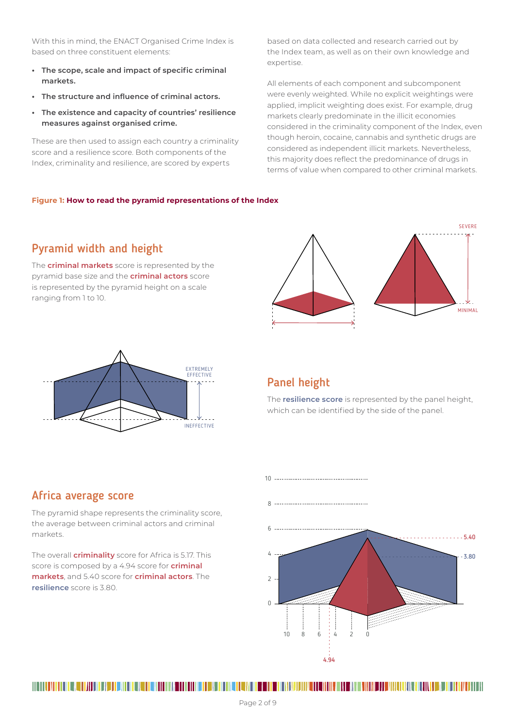With this in mind, the ENACT Organised Crime Index is based on three constituent elements:

- **The scope, scale and impact of specific criminal markets.**
- **The structure and influence of criminal actors.**
- **The existence and capacity of countries' resilience measures against organised crime.**

These are then used to assign each country a criminality score and a resilience score. Both components of the Index, criminality and resilience, are scored by experts based on data collected and research carried out by the Index team, as well as on their own knowledge and expertise.

All elements of each component and subcomponent were evenly weighted. While no explicit weightings were applied, implicit weighting does exist. For example, drug markets clearly predominate in the illicit economies considered in the criminality component of the Index, even though heroin, cocaine, cannabis and synthetic drugs are considered as independent illicit markets. Nevertheless, this majority does reflect the predominance of drugs in terms of value when compared to other criminal markets.

**Figure 1: How to read the pyramid representations of the Index**

## Pyramid width and height

The **criminal markets** score is represented by the pyramid base size and the **criminal actors** score is represented by the pyramid height on a scale ranging from 1 to 10.

## Panel height

The **resilience score** is represented by the panel height, which can be identified by the side of the panel.

## Africa average score

The pyramid shape represents the criminality score, the average between criminal actors and criminal markets.

The overall **criminality** score for Africa is 5.17. This score is composed by a 4.94 score for **criminal markets**, and 5.40 score for **criminal actors**. The **resilience** score is 3.80.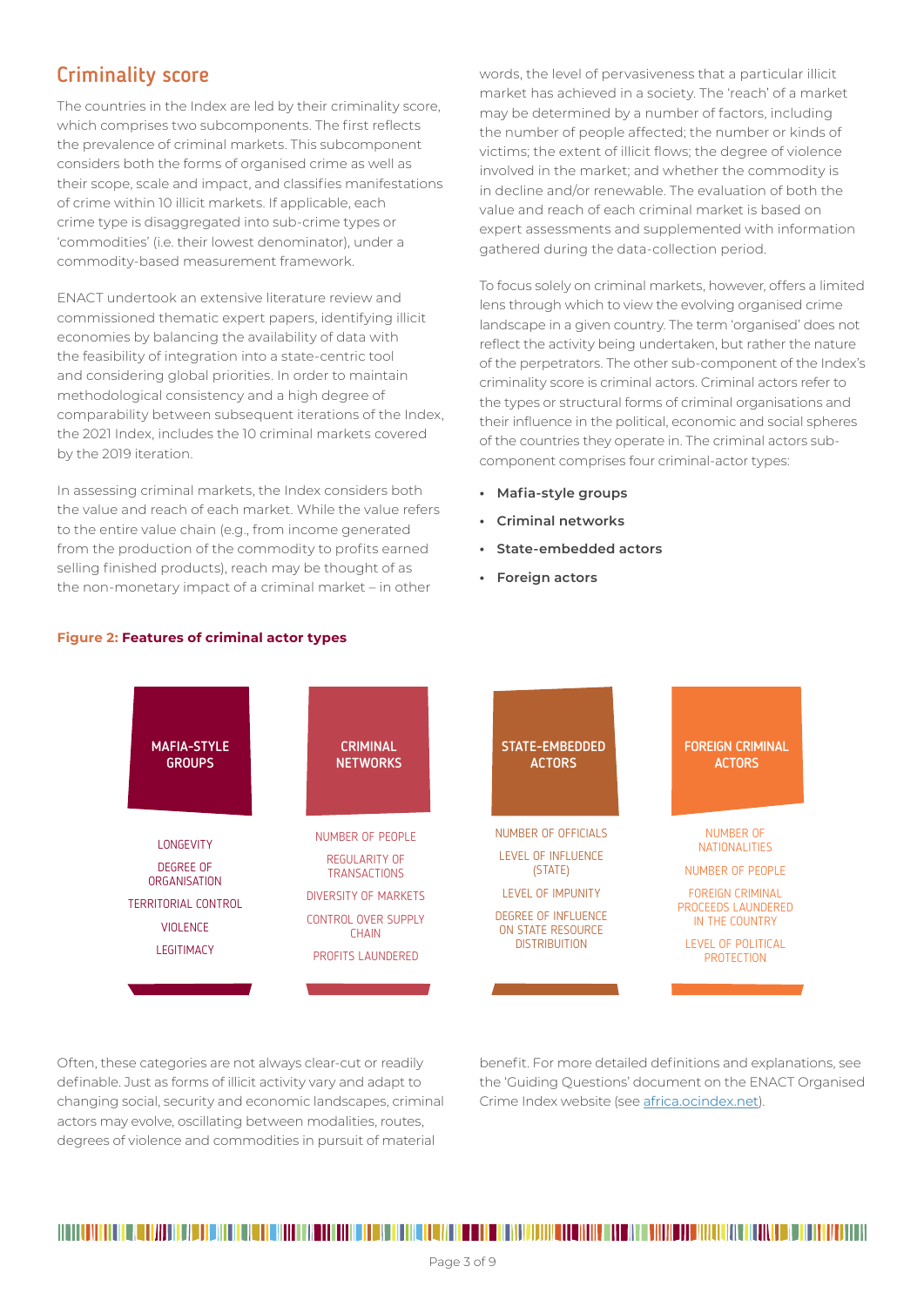## Criminality score

The countries in the Index are led by their criminality score, which comprises two subcomponents. The first reflects the prevalence of criminal markets. This subcomponent considers both the forms of organised crime as well as their scope, scale and impact, and classifies manifestations of crime within 10 illicit markets. If applicable, each crime type is disaggregated into sub-crime types or 'commodities' (i.e. their lowest denominator), under a commodity-based measurement framework.

ENACT undertook an extensive literature review and commissioned thematic expert papers, identifying illicit economies by balancing the availability of data with the feasibility of integration into a state-centric tool and considering global priorities. In order to maintain methodological consistency and a high degree of comparability between subsequent iterations of the Index, the 2021 Index, includes the 10 criminal markets covered by the 2019 iteration.

In assessing criminal markets, the Index considers both the value and reach of each market. While the value refers to the entire value chain (e.g., from income generated from the production of the commodity to profits earned selling finished products), reach may be thought of as the non-monetary impact of a criminal market – in other words, the level of pervasiveness that a particular illicit market has achieved in a society. The 'reach' of a market may be determined by a number of factors, including the number of people affected; the number or kinds of victims; the extent of illicit flows; the degree of violence involved in the market; and whether the commodity is in decline and/or renewable. The evaluation of both the value and reach of each criminal market is based on expert assessments and supplemented with information gathered during the data-collection period.

To focus solely on criminal markets, however, offers a limited lens through which to view the evolving organised crime landscape in a given country. The term 'organised' does not reflect the activity being undertaken, but rather the nature of the perpetrators. The other sub-component of the Index's criminality score is criminal actors. Criminal actors refer to the types or structural forms of criminal organisations and their influence in the political, economic and social spheres of the countries they operate in. The criminal actors sub-component comprises four criminal-actor types:

- **Mafia-style groups**
- **Criminal networks**
- **State-embedded actors**
- **Foreign actors**

**Figure 2: Features of criminal actor types**

| MAFIA-STYLE GROUPS | CRIMINAL NETWORKS | STATE-EMBEDDED ACTORS | FOREIGN CRIMINAL ACTORS |
|---|---|---|---|
| LONGEVITY | NUMBER OF PEOPLE | NUMBER OF OFFICIALS | NUMBER OF NATIONALITIES |
| DEGREE OF ORGANISATION | REGULARITY OF TRANSACTIONS | LEVEL OF INFLUENCE (STATE) | NUMBER OF PEOPLE |
| TERRITORIAL CONTROL | DIVERSITY OF MARKETS | LEVEL OF IMPUNITY | FOREIGN CRIMINAL PROCEEDS LAUNDERED IN THE COUNTRY |
| VIOLENCE | CONTROL OVER SUPPLY CHAIN | DEGREE OF INFLUENCE ON STATE RESOURCE DISTRIBUITION | LEVEL OF POLITICAL PROTECTION |
| LEGITIMACY | PROFITS LAUNDERED | | |

Often, these categories are not always clear-cut or readily definable. Just as forms of illicit activity vary and adapt to changing social, security and economic landscapes, criminal actors may evolve, oscillating between modalities, routes, degrees of violence and commodities in pursuit of material benefit. For more detailed definitions and explanations, see the 'Guiding Questions' document on the ENACT Organised Crime Index website (see africa.ocindex.net).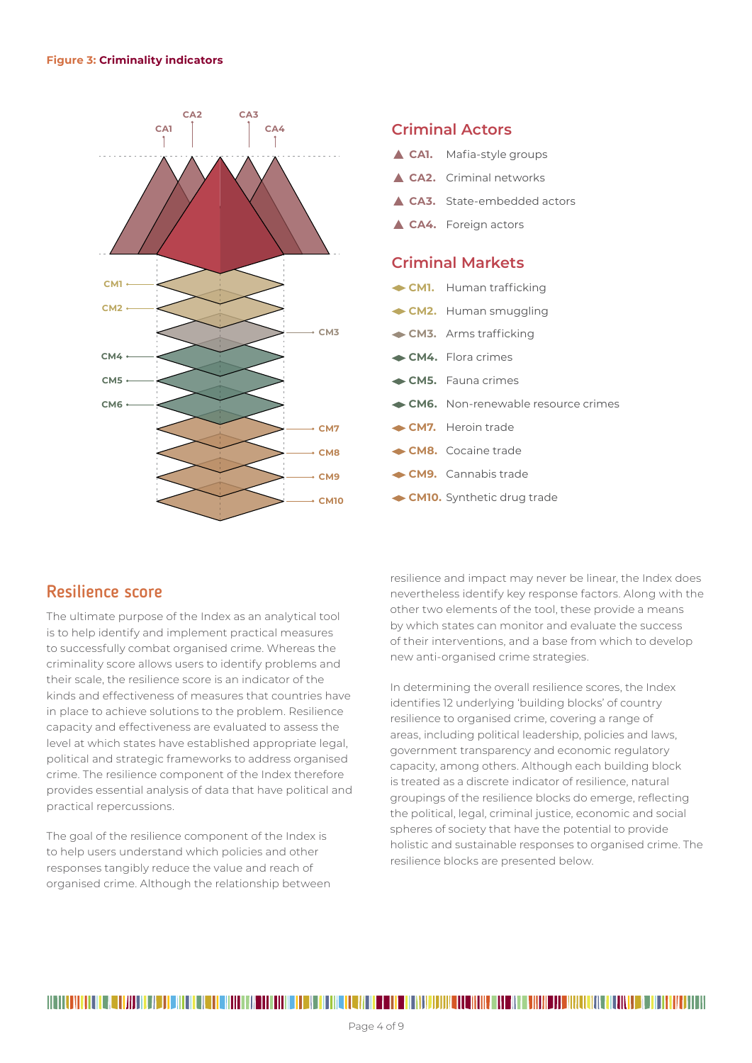**Figure 3: Criminality indicators**

### Criminal Actors

- ▲ **CA1.** Mafia-style groups
- ▲ **CA2.** Criminal networks
- ▲ **CA3.** State-embedded actors
- ▲ **CA4.** Foreign actors

### Criminal Markets

- **CM1.** Human trafficking
- **CM2.** Human smuggling
- **CM3.** Arms trafficking
- **CM4.** Flora crimes
- **CM5.** Fauna crimes
- **CM6.** Non-renewable resource crimes
- **CM7.** Heroin trade
- **CM8.** Cocaine trade
- **CM9.** Cannabis trade
- **CM10.** Synthetic drug trade

## Resilience score

The ultimate purpose of the Index as an analytical tool is to help identify and implement practical measures to successfully combat organised crime. Whereas the criminality score allows users to identify problems and their scale, the resilience score is an indicator of the kinds and effectiveness of measures that countries have in place to achieve solutions to the problem. Resilience capacity and effectiveness are evaluated to assess the level at which states have established appropriate legal, political and strategic frameworks to address organised crime. The resilience component of the Index therefore provides essential analysis of data that have political and practical repercussions.

The goal of the resilience component of the Index is to help users understand which policies and other responses tangibly reduce the value and reach of organised crime. Although the relationship between resilience and impact may never be linear, the Index does nevertheless identify key response factors. Along with the other two elements of the tool, these provide a means by which states can monitor and evaluate the success of their interventions, and a base from which to develop new anti-organised crime strategies.

In determining the overall resilience scores, the Index identifies 12 underlying 'building blocks' of country resilience to organised crime, covering a range of areas, including political leadership, policies and laws, government transparency and economic regulatory capacity, among others. Although each building block is treated as a discrete indicator of resilience, natural groupings of the resilience blocks do emerge, reflecting the political, legal, criminal justice, economic and social spheres of society that have the potential to provide holistic and sustainable responses to organised crime. The resilience blocks are presented below.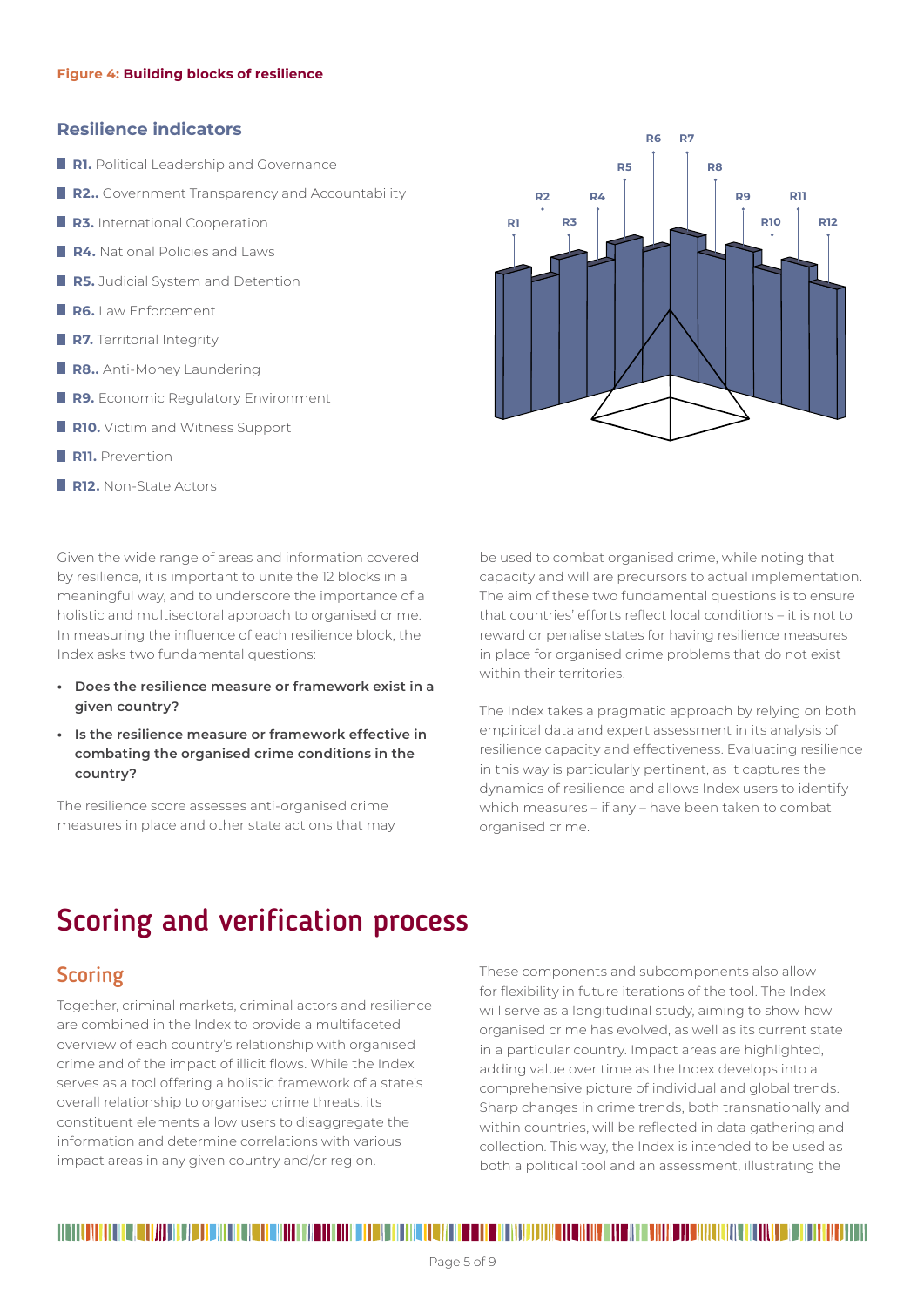**Figure 4: Building blocks of resilience**

### Resilience indicators

- **R1.** Political Leadership and Governance
- **R2..** Government Transparency and Accountability
- **R3.** International Cooperation
- **R4.** National Policies and Laws
- **R5.** Judicial System and Detention
- **R6.** Law Enforcement
- **R7.** Territorial Integrity
- **R8..** Anti-Money Laundering
- **R9.** Economic Regulatory Environment
- **R10.** Victim and Witness Support
- **R11.** Prevention
- **R12.** Non-State Actors

Given the wide range of areas and information covered by resilience, it is important to unite the 12 blocks in a meaningful way, and to underscore the importance of a holistic and multisectoral approach to organised crime. In measuring the influence of each resilience block, the Index asks two fundamental questions:

- **Does the resilience measure or framework exist in a given country?**
- **Is the resilience measure or framework effective in combating the organised crime conditions in the country?**

The resilience score assesses anti-organised crime measures in place and other state actions that may be used to combat organised crime, while noting that capacity and will are precursors to actual implementation. The aim of these two fundamental questions is to ensure that countries' efforts reflect local conditions – it is not to reward or penalise states for having resilience measures in place for organised crime problems that do not exist within their territories.

The Index takes a pragmatic approach by relying on both empirical data and expert assessment in its analysis of resilience capacity and effectiveness. Evaluating resilience in this way is particularly pertinent, as it captures the dynamics of resilience and allows Index users to identify which measures – if any – have been taken to combat organised crime.

# Scoring and verification process

## Scoring

Together, criminal markets, criminal actors and resilience are combined in the Index to provide a multifaceted overview of each country's relationship with organised crime and of the impact of illicit flows. While the Index serves as a tool offering a holistic framework of a state's overall relationship to organised crime threats, its constituent elements allow users to disaggregate the information and determine correlations with various impact areas in any given country and/or region.

These components and subcomponents also allow for flexibility in future iterations of the tool. The Index will serve as a longitudinal study, aiming to show how organised crime has evolved, as well as its current state in a particular country. Impact areas are highlighted, adding value over time as the Index develops into a comprehensive picture of individual and global trends. Sharp changes in crime trends, both transnationally and within countries, will be reflected in data gathering and collection. This way, the Index is intended to be used as both a political tool and an assessment, illustrating the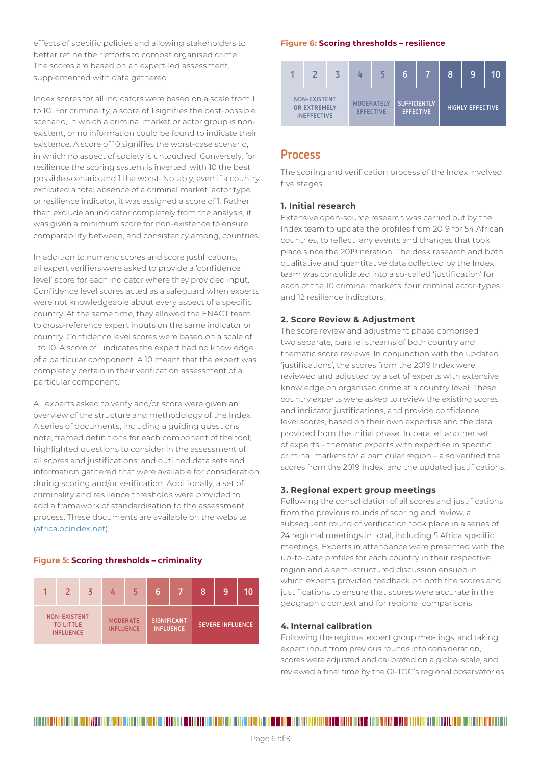effects of specific policies and allowing stakeholders to better refine their efforts to combat organised crime. The scores are based on an expert-led assessment, supplemented with data gathered.

Index scores for all indicators were based on a scale from 1 to 10. For criminality, a score of 1 signifies the best-possible scenario, in which a criminal market or actor group is non-existent, or no information could be found to indicate their existence. A score of 10 signifies the worst-case scenario, in which no aspect of society is untouched. Conversely, for resilience the scoring system is inverted, with 10 the best possible scenario and 1 the worst. Notably, even if a country exhibited a total absence of a criminal market, actor type or resilience indicator, it was assigned a score of 1. Rather than exclude an indicator completely from the analysis, it was given a minimum score for non-existence to ensure comparability between, and consistency among, countries.

In addition to numeric scores and score justifications, all expert verifiers were asked to provide a 'confidence level' score for each indicator where they provided input. Confidence level scores acted as a safeguard when experts were not knowledgeable about every aspect of a specific country. At the same time, they allowed the ENACT team to cross-reference expert inputs on the same indicator or country. Confidence level scores were based on a scale of 1 to 10. A score of 1 indicates the expert had no knowledge of a particular component. A 10 meant that the expert was completely certain in their verification assessment of a particular component.

All experts asked to verify and/or score were given an overview of the structure and methodology of the Index. A series of documents, including a guiding questions note, framed definitions for each component of the tool; highlighted questions to consider in the assessment of all scores and justifications; and outlined data sets and information gathered that were available for consideration during scoring and/or verification. Additionally, a set of criminality and resilience thresholds were provided to add a framework of standardisation to the assessment process. These documents are available on the website (africa.ocindex.net).

**Figure 5: Scoring thresholds – criminality**

| 1 | 2 | 3 | 4 | 5 | 6 | 7 | 8 | 9 | 10 |
|---|---|---|---|---|---|---|---|---|---|
| NON-EXISTENT TO LITTLE INFLUENCE | | | MODERATE INFLUENCE | | SIGNIFICANT INFLUENCE | | SEVERE INFLUENCE | | |

**Figure 6: Scoring thresholds – resilience**

| 1 | 2 | 3 | 4 | 5 | 6 | 7 | 8 | 9 | 10 |
|---|---|---|---|---|---|---|---|---|---|
| NON-EXISTENT OR EXTREMELY INEFFECTIVE | | | MODERATELY EFFECTIVE | | SUFFICIENTLY EFFECTIVE | | HIGHLY EFFECTIVE | | |

## Process

The scoring and verification process of the Index involved five stages:

**1. Initial research**

Extensive open-source research was carried out by the Index team to update the profiles from 2019 for 54 African countries, to reflect any events and changes that took place since the 2019 iteration. The desk research and both qualitative and quantitative data collected by the Index team was consolidated into a so-called 'justification' for each of the 10 criminal markets, four criminal actor-types and 12 resilience indicators.

**2. Score Review & Adjustment**

The score review and adjustment phase comprised two separate, parallel streams of both country and thematic score reviews. In conjunction with the updated 'justifications', the scores from the 2019 Index were reviewed and adjusted by a set of experts with extensive knowledge on organised crime at a country level. These country experts were asked to review the existing scores and indicator justifications, and provide confidence level scores, based on their own expertise and the data provided from the initial phase. In parallel, another set of experts – thematic experts with expertise in specific criminal markets for a particular region – also verified the scores from the 2019 Index, and the updated justifications.

**3. Regional expert group meetings**

Following the consolidation of all scores and justifications from the previous rounds of scoring and review, a subsequent round of verification took place in a series of 24 regional meetings in total, including 5 Africa specific meetings. Experts in attendance were presented with the up-to-date profiles for each country in their respective region and a semi-structured discussion ensued in which experts provided feedback on both the scores and justifications to ensure that scores were accurate in the geographic context and for regional comparisons.

**4. Internal calibration**

Following the regional expert group meetings, and taking expert input from previous rounds into consideration, scores were adjusted and calibrated on a global scale, and reviewed a final time by the GI-TOC's regional observatories.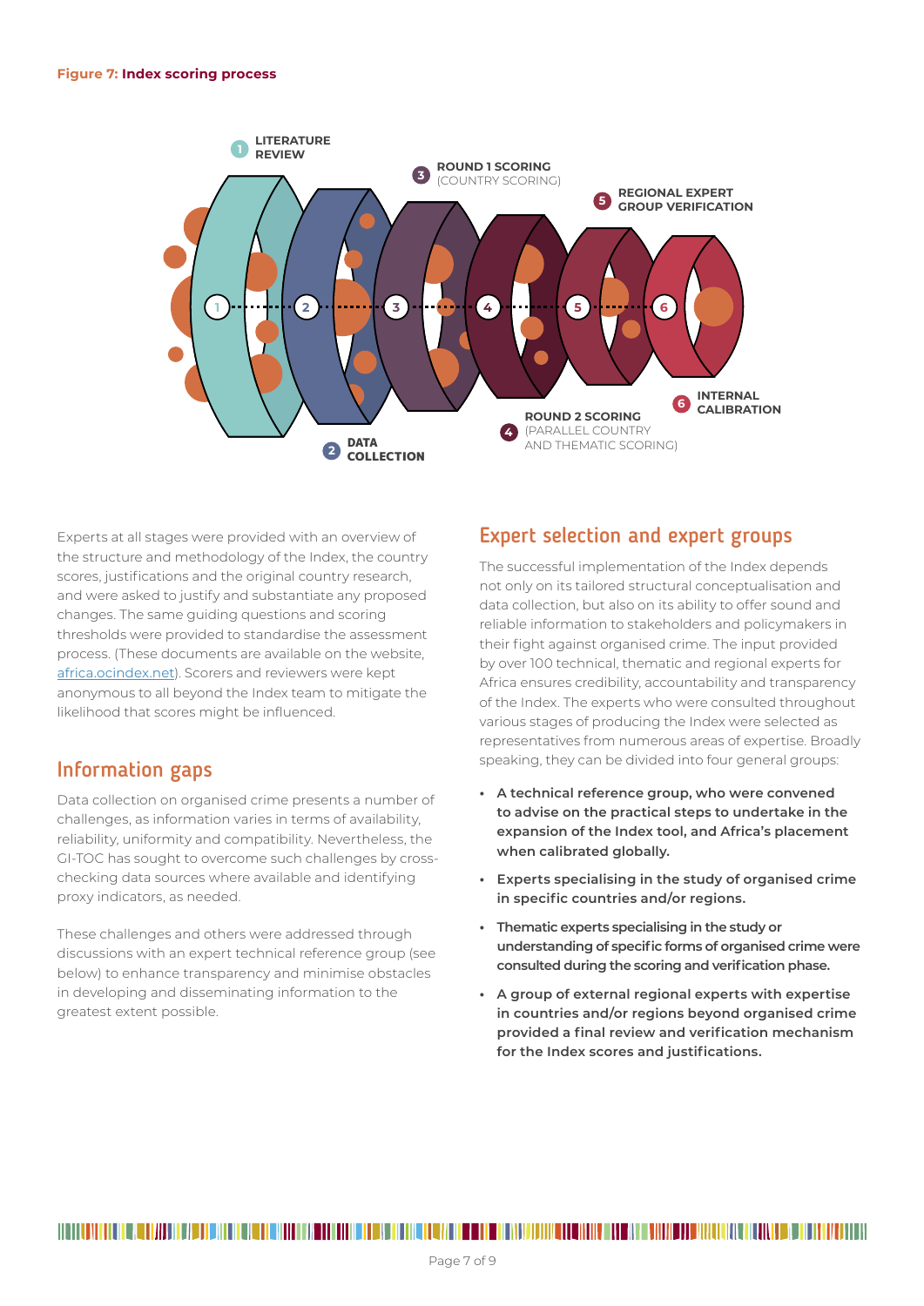**Figure 7: Index scoring process**

1. LITERATURE REVIEW
2. DATA COLLECTION
3. ROUND 1 SCORING (COUNTRY SCORING)
4. ROUND 2 SCORING (PARALLEL COUNTRY AND THEMATIC SCORING)
5. REGIONAL EXPERT GROUP VERIFICATION
6. INTERNAL CALIBRATION

Experts at all stages were provided with an overview of the structure and methodology of the Index, the country scores, justifications and the original country research, and were asked to justify and substantiate any proposed changes. The same guiding questions and scoring thresholds were provided to standardise the assessment process. (These documents are available on the website, africa.ocindex.net). Scorers and reviewers were kept anonymous to all beyond the Index team to mitigate the likelihood that scores might be influenced.

## Information gaps

Data collection on organised crime presents a number of challenges, as information varies in terms of availability, reliability, uniformity and compatibility. Nevertheless, the GI-TOC has sought to overcome such challenges by cross-checking data sources where available and identifying proxy indicators, as needed.

These challenges and others were addressed through discussions with an expert technical reference group (see below) to enhance transparency and minimise obstacles in developing and disseminating information to the greatest extent possible.

## Expert selection and expert groups

The successful implementation of the Index depends not only on its tailored structural conceptualisation and data collection, but also on its ability to offer sound and reliable information to stakeholders and policymakers in their fight against organised crime. The input provided by over 100 technical, thematic and regional experts for Africa ensures credibility, accountability and transparency of the Index. The experts who were consulted throughout various stages of producing the Index were selected as representatives from numerous areas of expertise. Broadly speaking, they can be divided into four general groups:

- **A technical reference group, who were convened to advise on the practical steps to undertake in the expansion of the Index tool, and Africa's placement when calibrated globally.**
- **Experts specialising in the study of organised crime in specific countries and/or regions.**
- **Thematic experts specialising in the study or understanding of specific forms of organised crime were consulted during the scoring and verification phase.**
- **A group of external regional experts with expertise in countries and/or regions beyond organised crime provided a final review and verification mechanism for the Index scores and justifications.**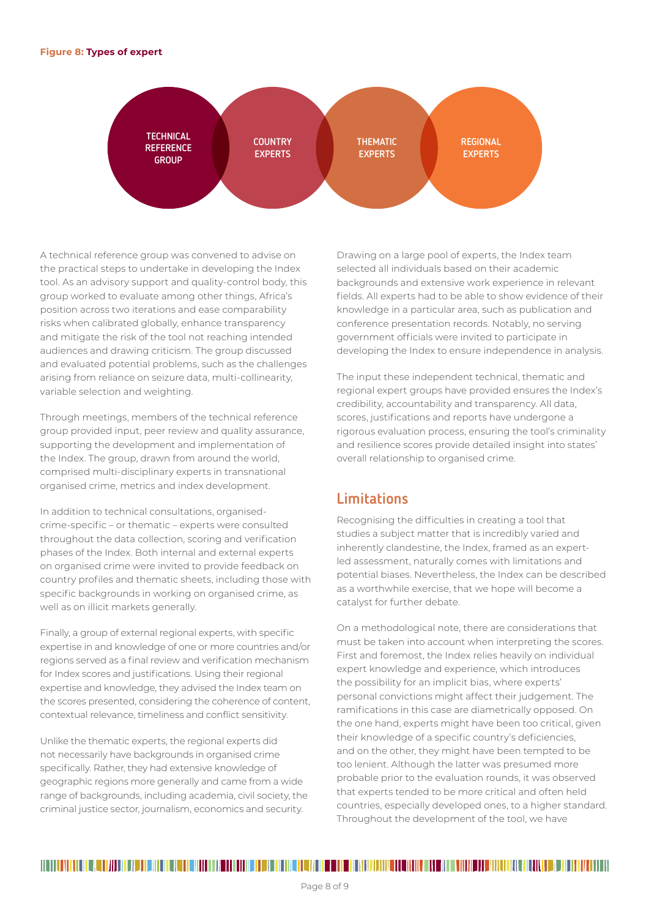**Figure 8: Types of expert**

TECHNICAL REFERENCE GROUP — COUNTRY EXPERTS — THEMATIC EXPERTS — REGIONAL EXPERTS

A technical reference group was convened to advise on the practical steps to undertake in developing the Index tool. As an advisory support and quality-control body, this group worked to evaluate among other things, Africa's position across two iterations and ease comparability risks when calibrated globally, enhance transparency and mitigate the risk of the tool not reaching intended audiences and drawing criticism. The group discussed and evaluated potential problems, such as the challenges arising from reliance on seizure data, multi-collinearity, variable selection and weighting.

Through meetings, members of the technical reference group provided input, peer review and quality assurance, supporting the development and implementation of the Index. The group, drawn from around the world, comprised multi-disciplinary experts in transnational organised crime, metrics and index development.

In addition to technical consultations, organised-crime-specific – or thematic – experts were consulted throughout the data collection, scoring and verification phases of the Index. Both internal and external experts on organised crime were invited to provide feedback on country profiles and thematic sheets, including those with specific backgrounds in working on organised crime, as well as on illicit markets generally.

Finally, a group of external regional experts, with specific expertise in and knowledge of one or more countries and/or regions served as a final review and verification mechanism for Index scores and justifications. Using their regional expertise and knowledge, they advised the Index team on the scores presented, considering the coherence of content, contextual relevance, timeliness and conflict sensitivity.

Unlike the thematic experts, the regional experts did not necessarily have backgrounds in organised crime specifically. Rather, they had extensive knowledge of geographic regions more generally and came from a wide range of backgrounds, including academia, civil society, the criminal justice sector, journalism, economics and security.

Drawing on a large pool of experts, the Index team selected all individuals based on their academic backgrounds and extensive work experience in relevant fields. All experts had to be able to show evidence of their knowledge in a particular area, such as publication and conference presentation records. Notably, no serving government officials were invited to participate in developing the Index to ensure independence in analysis.

The input these independent technical, thematic and regional expert groups have provided ensures the Index's credibility, accountability and transparency. All data, scores, justifications and reports have undergone a rigorous evaluation process, ensuring the tool's criminality and resilience scores provide detailed insight into states' overall relationship to organised crime.

## Limitations

Recognising the difficulties in creating a tool that studies a subject matter that is incredibly varied and inherently clandestine, the Index, framed as an expert-led assessment, naturally comes with limitations and potential biases. Nevertheless, the Index can be described as a worthwhile exercise, that we hope will become a catalyst for further debate.

On a methodological note, there are considerations that must be taken into account when interpreting the scores. First and foremost, the Index relies heavily on individual expert knowledge and experience, which introduces the possibility for an implicit bias, where experts' personal convictions might affect their judgement. The ramifications in this case are diametrically opposed. On the one hand, experts might have been too critical, given their knowledge of a specific country's deficiencies, and on the other, they might have been tempted to be too lenient. Although the latter was presumed more probable prior to the evaluation rounds, it was observed that experts tended to be more critical and often held countries, especially developed ones, to a higher standard. Throughout the development of the tool, we have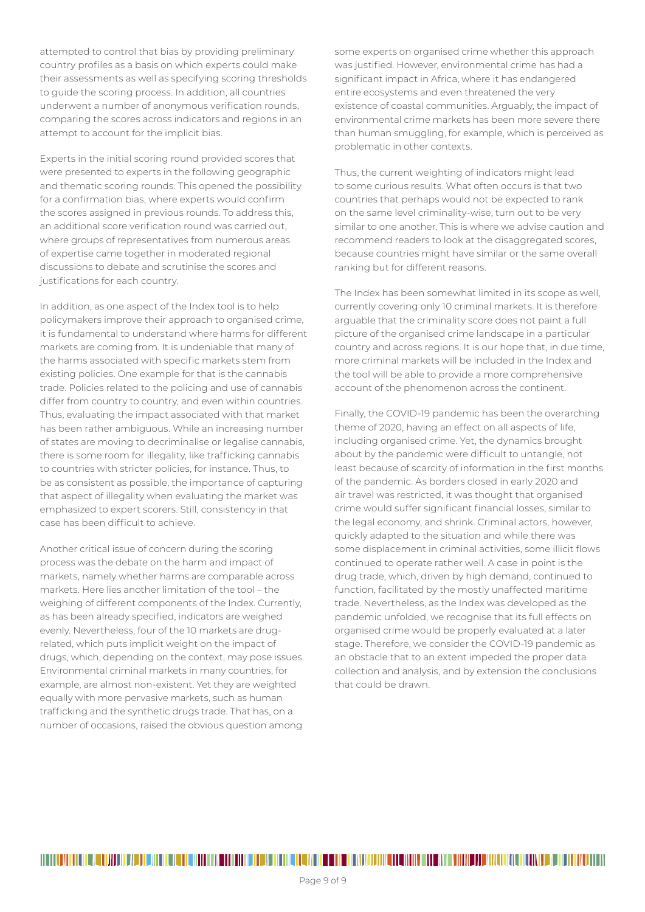attempted to control that bias by providing preliminary country profiles as a basis on which experts could make their assessments as well as specifying scoring thresholds to guide the scoring process. In addition, all countries underwent a number of anonymous verification rounds, comparing the scores across indicators and regions in an attempt to account for the implicit bias.

Experts in the initial scoring round provided scores that were presented to experts in the following geographic and thematic scoring rounds. This opened the possibility for a confirmation bias, where experts would confirm the scores assigned in previous rounds. To address this, an additional score verification round was carried out, where groups of representatives from numerous areas of expertise came together in moderated regional discussions to debate and scrutinise the scores and justifications for each country.

In addition, as one aspect of the Index tool is to help policymakers improve their approach to organised crime, it is fundamental to understand where harms for different markets are coming from. It is undeniable that many of the harms associated with specific markets stem from existing policies. One example for that is the cannabis trade. Policies related to the policing and use of cannabis differ from country to country, and even within countries. Thus, evaluating the impact associated with that market has been rather ambiguous. While an increasing number of states are moving to decriminalise or legalise cannabis, there is some room for illegality, like trafficking cannabis to countries with stricter policies, for instance. Thus, to be as consistent as possible, the importance of capturing that aspect of illegality when evaluating the market was emphasized to expert scorers. Still, consistency in that case has been difficult to achieve.

Another critical issue of concern during the scoring process was the debate on the harm and impact of markets, namely whether harms are comparable across markets. Here lies another limitation of the tool – the weighing of different components of the Index. Currently, as has been already specified, indicators are weighed evenly. Nevertheless, four of the 10 markets are drug-related, which puts implicit weight on the impact of drugs, which, depending on the context, may pose issues. Environmental criminal markets in many countries, for example, are almost non-existent. Yet they are weighted equally with more pervasive markets, such as human trafficking and the synthetic drugs trade. That has, on a number of occasions, raised the obvious question among some experts on organised crime whether this approach was justified. However, environmental crime has had a significant impact in Africa, where it has endangered entire ecosystems and even threatened the very existence of coastal communities. Arguably, the impact of environmental crime markets has been more severe there than human smuggling, for example, which is perceived as problematic in other contexts.

Thus, the current weighting of indicators might lead to some curious results. What often occurs is that two countries that perhaps would not be expected to rank on the same level criminality-wise, turn out to be very similar to one another. This is where we advise caution and recommend readers to look at the disaggregated scores, because countries might have similar or the same overall ranking but for different reasons.

The Index has been somewhat limited in its scope as well, currently covering only 10 criminal markets. It is therefore arguable that the criminality score does not paint a full picture of the organised crime landscape in a particular country and across regions. It is our hope that, in due time, more criminal markets will be included in the Index and the tool will be able to provide a more comprehensive account of the phenomenon across the continent.

Finally, the COVID-19 pandemic has been the overarching theme of 2020, having an effect on all aspects of life, including organised crime. Yet, the dynamics brought about by the pandemic were difficult to untangle, not least because of scarcity of information in the first months of the pandemic. As borders closed in early 2020 and air travel was restricted, it was thought that organised crime would suffer significant financial losses, similar to the legal economy, and shrink. Criminal actors, however, quickly adapted to the situation and while there was some displacement in criminal activities, some illicit flows continued to operate rather well. A case in point is the drug trade, which, driven by high demand, continued to function, facilitated by the mostly unaffected maritime trade. Nevertheless, as the Index was developed as the pandemic unfolded, we recognise that its full effects on organised crime would be properly evaluated at a later stage. Therefore, we consider the COVID-19 pandemic as an obstacle that to an extent impeded the proper data collection and analysis, and by extension the conclusions that could be drawn.